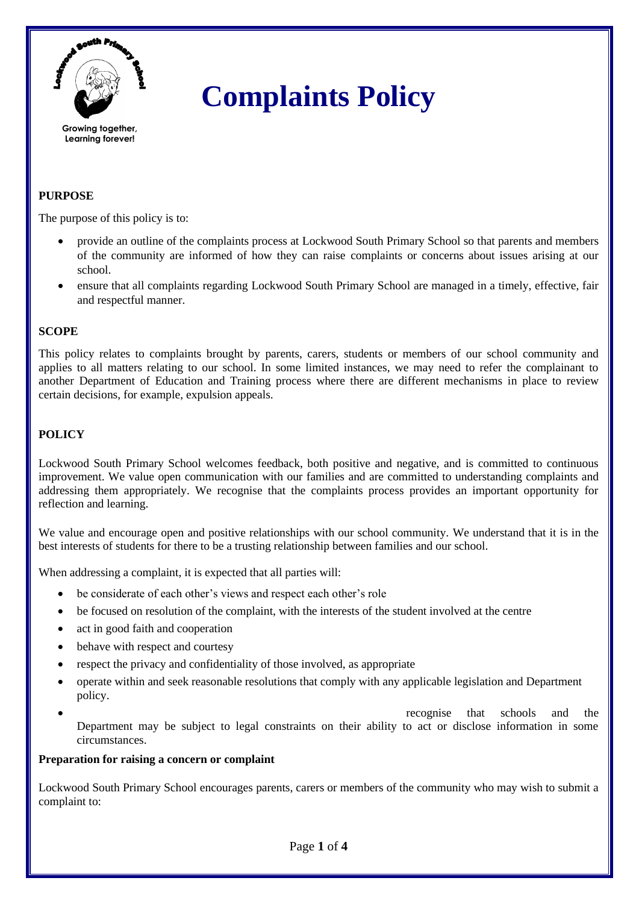# Complaints Policy

Growing together, Learning forever!

## PURPOSE

The purpose of this policy is to:

- provide an outline of the complaints process at Lockwood South Primary School so that parents and members of the community are informed of how they can raise complaints or concerns about issues arising at our school.
- ensure that all complaints regarding Lockwood South Primary School are managed in a timely, effective, fair and respectful manner.

## SCOPE

This policy relates to complaints brought by parents, carers, students or members of our school community and applies to all matters relating to our school. In some limited instances, we may need to refer the complainant to another Department of Education and Training process where there are different mechanisms in place to review certain decisions, for example, expulsion appeals.

## POLICY

Lockwood South Primary School welcomes feedback, both positive and negative, and is committed to continuous improvement. We value open communication with our families and are committed to understanding complaints and addressing them appropriately. We recognise that the complaints process provides an important opportunity for reflection and learning.

We value and encourage open and positive relationships with our school community. We understand that it is in the best interests of students for there to be a trusting relationship between families and our school.

When addressing a complaint, it is expected that all parties will:

- be considerate of each other's views and respect each other's role
- be focused on resolution of the complaint, with the interests of the student involved at the centre
- act in good faith and cooperation
- behave with respect and courtesy
- respect the privacy and confidentiality of those involved, as appropriate
- operate within and seek reasonable resolutions that comply with any applicable legislation and Department policy.
- recognise that schools and the Department may be subject to legal constraints on their ability to act or disclose information in some circumstances.

### Preparation for raising a concern or complaint

Lockwood South Primary School encourages parents, carers or members of the community who may wish to submit a complaint to: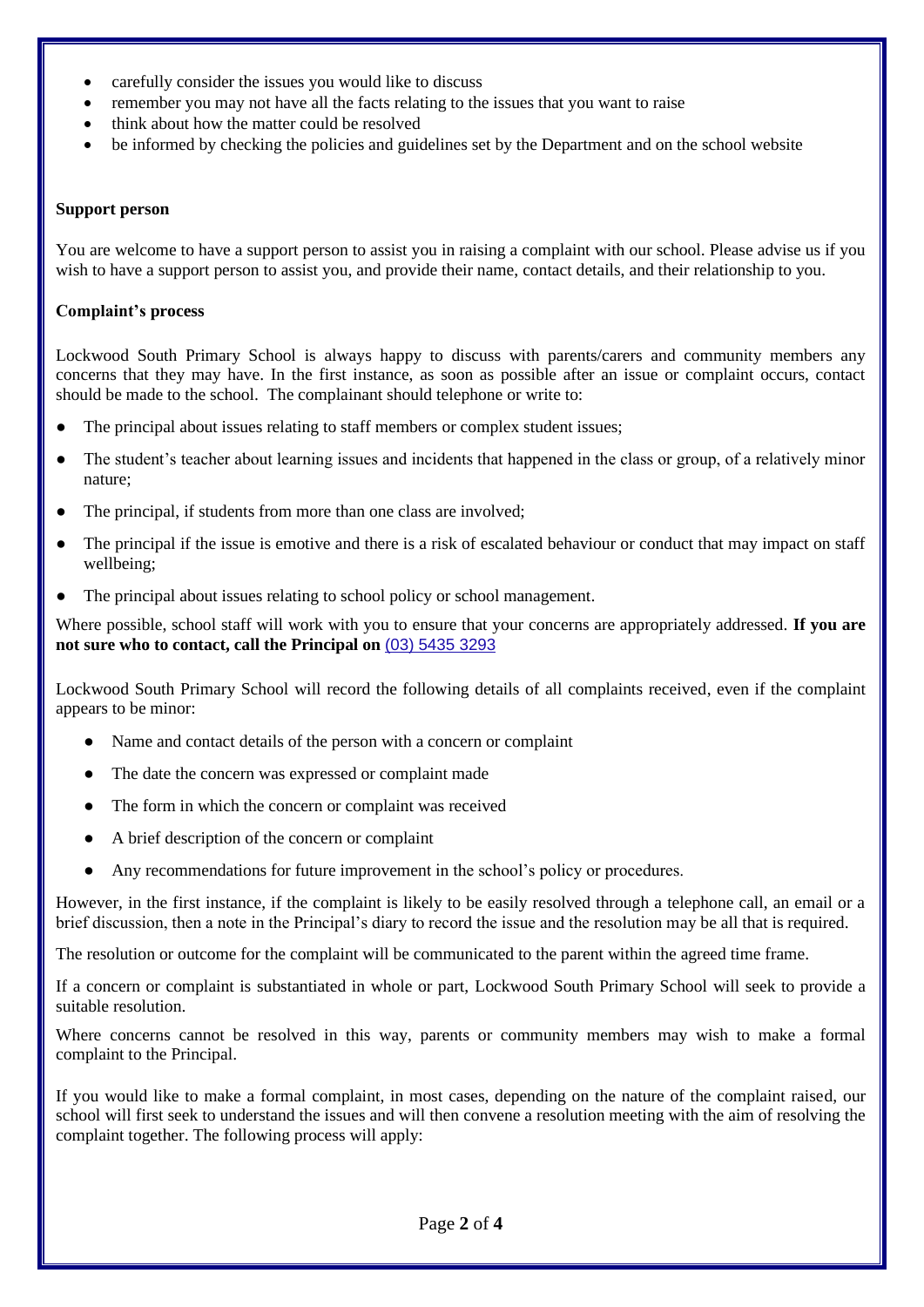- carefully consider the issues you would like to discuss
- remember you may not have all the facts relating to the issues that you want to raise
- think about how the matter could be resolved
- be informed by checking the policies and guidelines set by the Department and on the school website

**Support person**

You are welcome to have a support person to assist you in raising a complaint with our school. Please advise us if you wish to have a support person to assist you, and provide their name, contact details, and their relationship to you.

**Complaint's process**

Lockwood South Primary School is always happy to discuss with parents/carers and community members any concerns that they may have. In the first instance, as soon as possible after an issue or complaint occurs, contact should be made to the school. The complainant should telephone or write to:

- The principal about issues relating to staff members or complex student issues;
- The student's teacher about learning issues and incidents that happened in the class or group, of a relatively minor nature;
- The principal, if students from more than one class are involved;
- The principal if the issue is emotive and there is a risk of escalated behaviour or conduct that may impact on staff wellbeing;
- The principal about issues relating to school policy or school management.

Where possible, school staff will work with you to ensure that your concerns are appropriately addressed. **If you are not sure who to contact, call the Principal on** (03) 5435 3293

Lockwood South Primary School will record the following details of all complaints received, even if the complaint appears to be minor:

- Name and contact details of the person with a concern or complaint
- The date the concern was expressed or complaint made
- The form in which the concern or complaint was received
- A brief description of the concern or complaint
- Any recommendations for future improvement in the school's policy or procedures.

However, in the first instance, if the complaint is likely to be easily resolved through a telephone call, an email or a brief discussion, then a note in the Principal's diary to record the issue and the resolution may be all that is required.

The resolution or outcome for the complaint will be communicated to the parent within the agreed time frame.

If a concern or complaint is substantiated in whole or part, Lockwood South Primary School will seek to provide a suitable resolution.

Where concerns cannot be resolved in this way, parents or community members may wish to make a formal complaint to the Principal.

If you would like to make a formal complaint, in most cases, depending on the nature of the complaint raised, our school will first seek to understand the issues and will then convene a resolution meeting with the aim of resolving the complaint together. The following process will apply: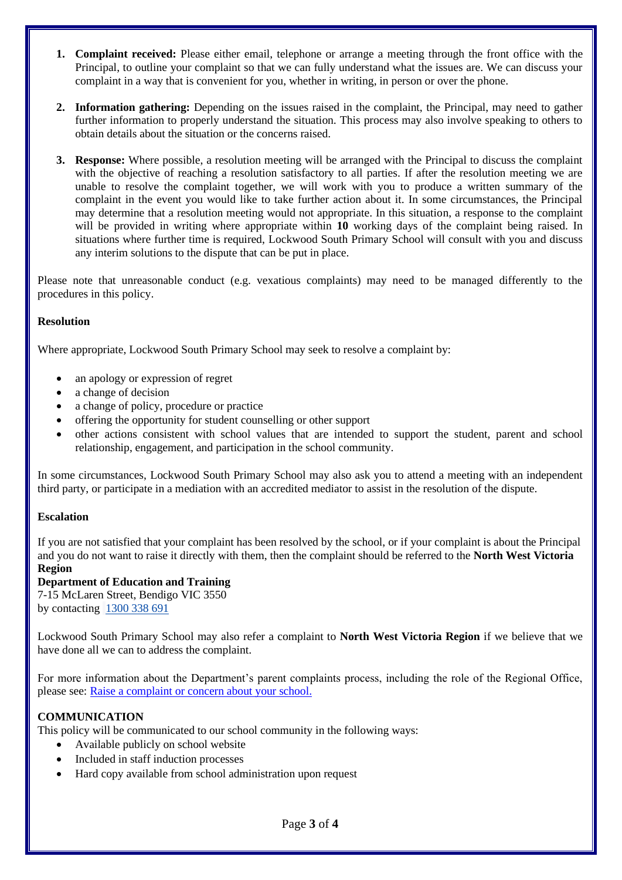1. **Complaint received:** Please either email, telephone or arrange a meeting through the front office with the Principal, to outline your complaint so that we can fully understand what the issues are. We can discuss your complaint in a way that is convenient for you, whether in writing, in person or over the phone.

2. **Information gathering:** Depending on the issues raised in the complaint, the Principal, may need to gather further information to properly understand the situation. This process may also involve speaking to others to obtain details about the situation or the concerns raised.

3. **Response:** Where possible, a resolution meeting will be arranged with the Principal to discuss the complaint with the objective of reaching a resolution satisfactory to all parties. If after the resolution meeting we are unable to resolve the complaint together, we will work with you to produce a written summary of the complaint in the event you would like to take further action about it. In some circumstances, the Principal may determine that a resolution meeting would not appropriate. In this situation, a response to the complaint will be provided in writing where appropriate within **10** working days of the complaint being raised. In situations where further time is required, Lockwood South Primary School will consult with you and discuss any interim solutions to the dispute that can be put in place.

Please note that unreasonable conduct (e.g. vexatious complaints) may need to be managed differently to the procedures in this policy.

**Resolution**

Where appropriate, Lockwood South Primary School may seek to resolve a complaint by:

- an apology or expression of regret
- a change of decision
- a change of policy, procedure or practice
- offering the opportunity for student counselling or other support
- other actions consistent with school values that are intended to support the student, parent and school relationship, engagement, and participation in the school community.

In some circumstances, Lockwood South Primary School may also ask you to attend a meeting with an independent third party, or participate in a mediation with an accredited mediator to assist in the resolution of the dispute.

**Escalation**

If you are not satisfied that your complaint has been resolved by the school, or if your complaint is about the Principal and you do not want to raise it directly with them, then the complaint should be referred to the **North West Victoria Region**
**Department of Education and Training**
7-15 McLaren Street, Bendigo VIC 3550
by contacting 1300 338 691

Lockwood South Primary School may also refer a complaint to **North West Victoria Region** if we believe that we have done all we can to address the complaint.

For more information about the Department's parent complaints process, including the role of the Regional Office, please see: Raise a complaint or concern about your school.

**COMMUNICATION**

This policy will be communicated to our school community in the following ways:

- Available publicly on school website
- Included in staff induction processes
- Hard copy available from school administration upon request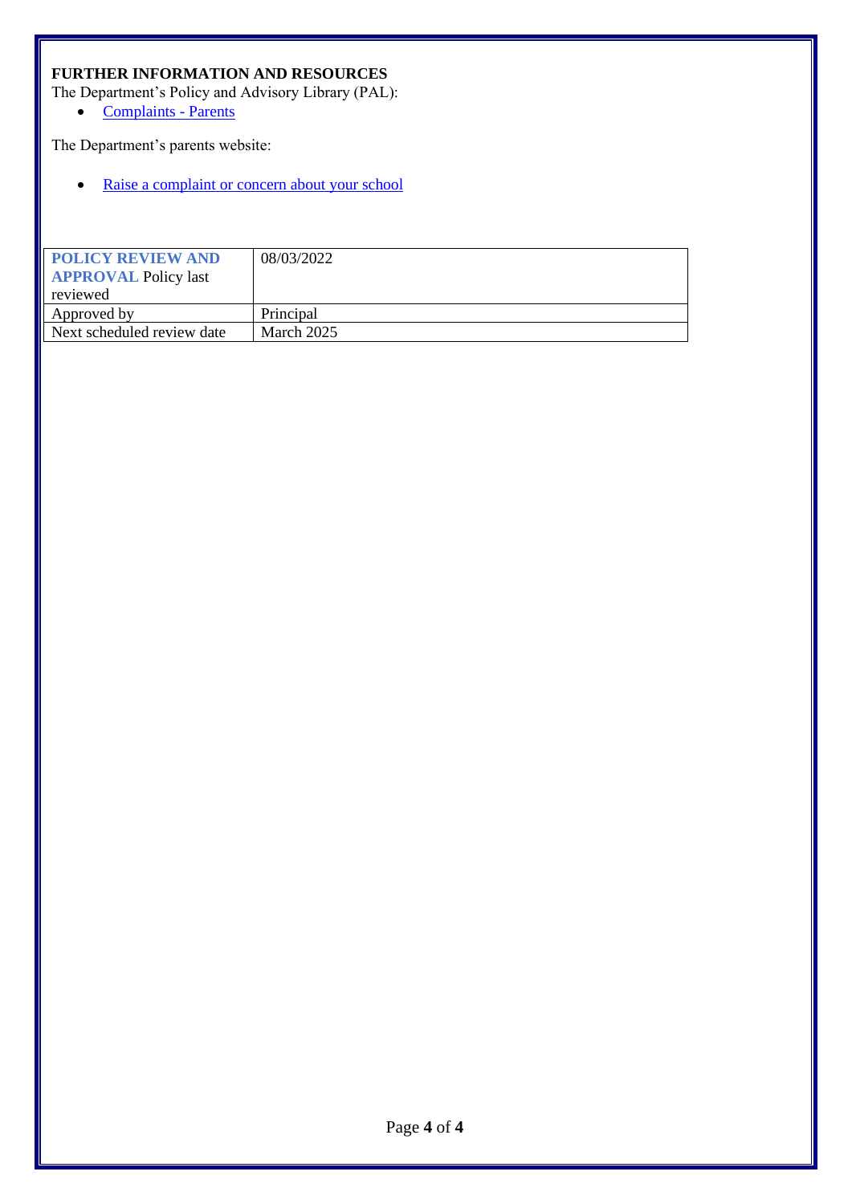**FURTHER INFORMATION AND RESOURCES**

The Department's Policy and Advisory Library (PAL):

- Complaints - Parents

The Department's parents website:

- Raise a complaint or concern about your school

| | |
|---|---|
| **POLICY REVIEW AND APPROVAL** Policy last reviewed | 08/03/2022 |
| Approved by | Principal |
| Next scheduled review date | March 2025 |